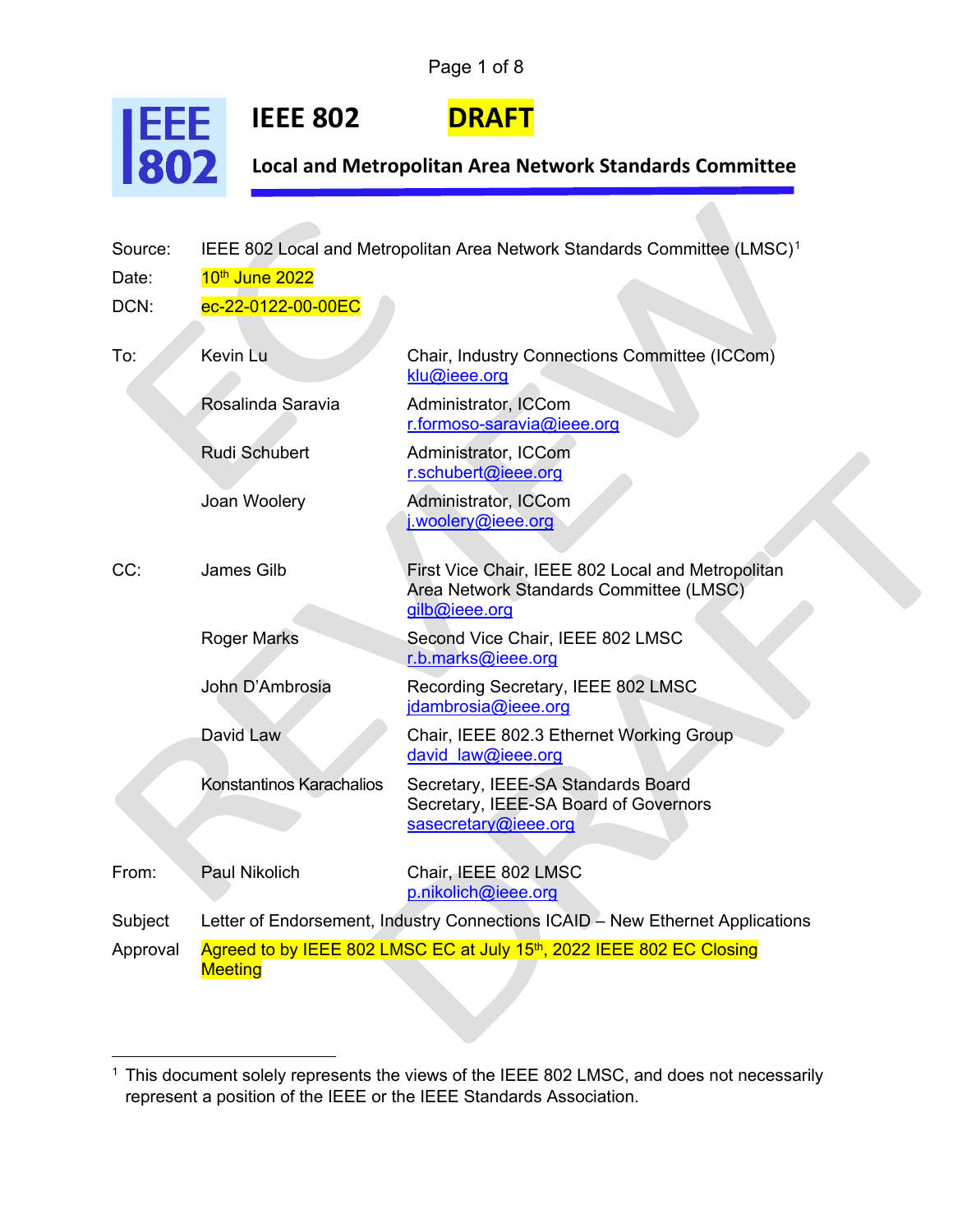# IEEE 802 DRAFT

## Local and Metropolitan Area Network Standards Committee

Source: IEEE 802 Local and Metropolitan Area Network Standards Committee (LMSC)[1]

Date: 10th June 2022

DCN: ec-22-0122-00-00EC

| | | |
|---|---|---|
| To: | Kevin Lu | Chair, Industry Connections Committee (ICCom) klu@ieee.org |
| | Rosalinda Saravia | Administrator, ICCom r.formoso-saravia@ieee.org |
| | Rudi Schubert | Administrator, ICCom r.schubert@ieee.org |
| | Joan Woolery | Administrator, ICCom j.woolery@ieee.org |
| CC: | James Gilb | First Vice Chair, IEEE 802 Local and Metropolitan Area Network Standards Committee (LMSC) gilb@ieee.org |
| | Roger Marks | Second Vice Chair, IEEE 802 LMSC r.b.marks@ieee.org |
| | John D'Ambrosia | Recording Secretary, IEEE 802 LMSC jdambrosia@ieee.org |
| | David Law | Chair, IEEE 802.3 Ethernet Working Group david_law@ieee.org |
| | Konstantinos Karachalios | Secretary, IEEE-SA Standards Board Secretary, IEEE-SA Board of Governors sasecretary@ieee.org |
| From: | Paul Nikolich | Chair, IEEE 802 LMSC p.nikolich@ieee.org |

Subject: Letter of Endorsement, Industry Connections ICAID – New Ethernet Applications

Approval: Agreed to by IEEE 802 LMSC EC at July 15th, 2022 IEEE 802 EC Closing Meeting

[1] This document solely represents the views of the IEEE 802 LMSC, and does not necessarily represent a position of the IEEE or the IEEE Standards Association.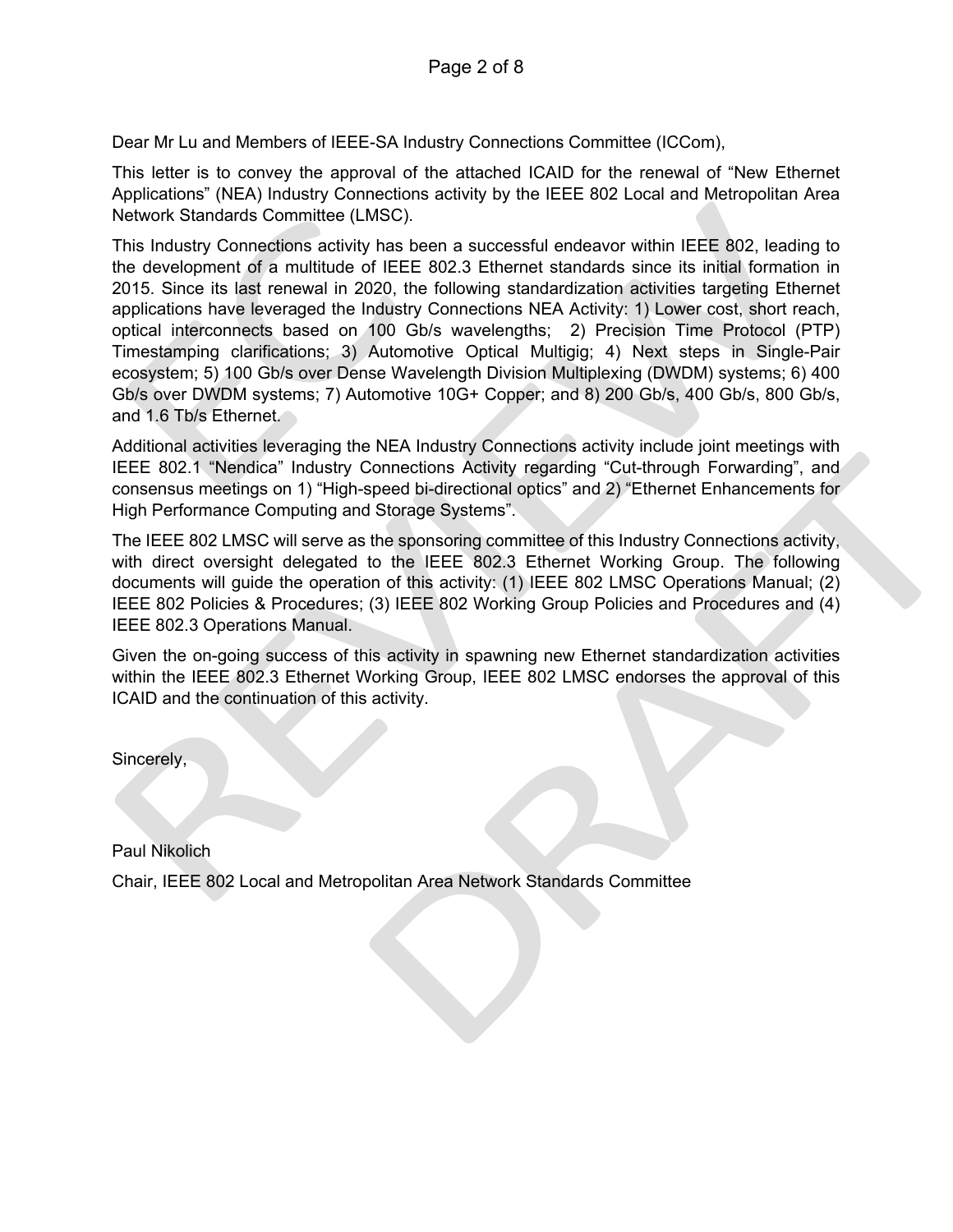Dear Mr Lu and Members of IEEE-SA Industry Connections Committee (ICCom),

This letter is to convey the approval of the attached ICAID for the renewal of "New Ethernet Applications" (NEA) Industry Connections activity by the IEEE 802 Local and Metropolitan Area Network Standards Committee (LMSC).

This Industry Connections activity has been a successful endeavor within IEEE 802, leading to the development of a multitude of IEEE 802.3 Ethernet standards since its initial formation in 2015. Since its last renewal in 2020, the following standardization activities targeting Ethernet applications have leveraged the Industry Connections NEA Activity: 1) Lower cost, short reach, optical interconnects based on 100 Gb/s wavelengths; 2) Precision Time Protocol (PTP) Timestamping clarifications; 3) Automotive Optical Multigig; 4) Next steps in Single-Pair ecosystem; 5) 100 Gb/s over Dense Wavelength Division Multiplexing (DWDM) systems; 6) 400 Gb/s over DWDM systems; 7) Automotive 10G+ Copper; and 8) 200 Gb/s, 400 Gb/s, 800 Gb/s, and 1.6 Tb/s Ethernet.

Additional activities leveraging the NEA Industry Connections activity include joint meetings with IEEE 802.1 "Nendica" Industry Connections Activity regarding "Cut-through Forwarding", and consensus meetings on 1) "High-speed bi-directional optics" and 2) "Ethernet Enhancements for High Performance Computing and Storage Systems".

The IEEE 802 LMSC will serve as the sponsoring committee of this Industry Connections activity, with direct oversight delegated to the IEEE 802.3 Ethernet Working Group. The following documents will guide the operation of this activity: (1) IEEE 802 LMSC Operations Manual; (2) IEEE 802 Policies & Procedures; (3) IEEE 802 Working Group Policies and Procedures and (4) IEEE 802.3 Operations Manual.

Given the on-going success of this activity in spawning new Ethernet standardization activities within the IEEE 802.3 Ethernet Working Group, IEEE 802 LMSC endorses the approval of this ICAID and the continuation of this activity.

Sincerely,

Paul Nikolich

Chair, IEEE 802 Local and Metropolitan Area Network Standards Committee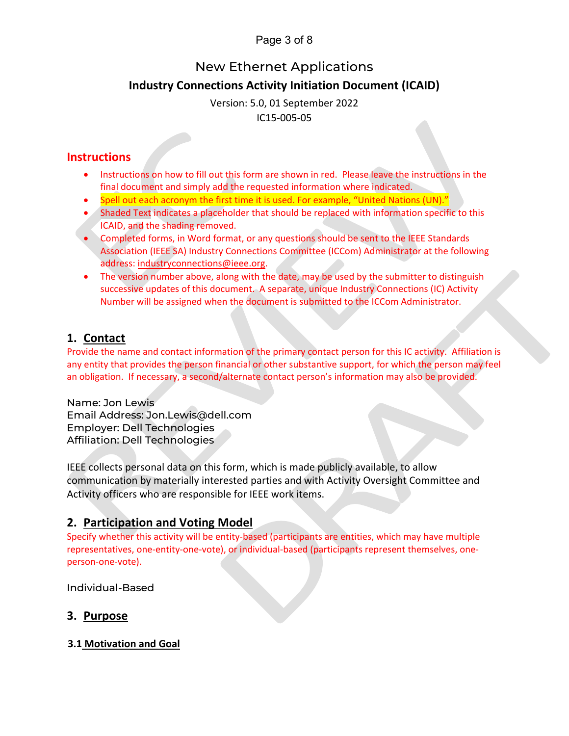New Ethernet Applications

# Industry Connections Activity Initiation Document (ICAID)

Version: 5.0, 01 September 2022

IC15-005-05

## Instructions

- Instructions on how to fill out this form are shown in red. Please leave the instructions in the final document and simply add the requested information where indicated.
- Spell out each acronym the first time it is used. For example, "United Nations (UN)."
- Shaded Text indicates a placeholder that should be replaced with information specific to this ICAID, and the shading removed.
- Completed forms, in Word format, or any questions should be sent to the IEEE Standards Association (IEEE SA) Industry Connections Committee (ICCom) Administrator at the following address: industryconnections@ieee.org.
- The version number above, along with the date, may be used by the submitter to distinguish successive updates of this document. A separate, unique Industry Connections (IC) Activity Number will be assigned when the document is submitted to the ICCom Administrator.

## 1. Contact

Provide the name and contact information of the primary contact person for this IC activity. Affiliation is any entity that provides the person financial or other substantive support, for which the person may feel an obligation. If necessary, a second/alternate contact person's information may also be provided.

Name: Jon Lewis
Email Address: Jon.Lewis@dell.com
Employer: Dell Technologies
Affiliation: Dell Technologies

IEEE collects personal data on this form, which is made publicly available, to allow communication by materially interested parties and with Activity Oversight Committee and Activity officers who are responsible for IEEE work items.

## 2. Participation and Voting Model

Specify whether this activity will be entity-based (participants are entities, which may have multiple representatives, one-entity-one-vote), or individual-based (participants represent themselves, one-person-one-vote).

Individual-Based

## 3. Purpose

### 3.1 Motivation and Goal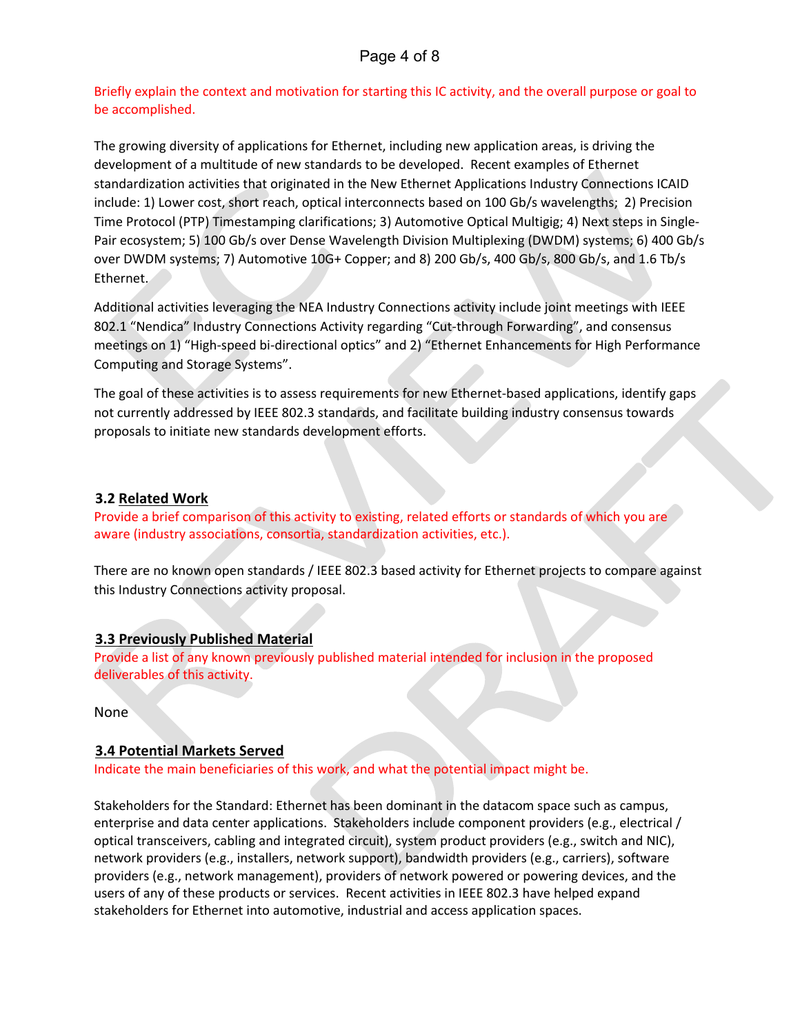Briefly explain the context and motivation for starting this IC activity, and the overall purpose or goal to be accomplished.

The growing diversity of applications for Ethernet, including new application areas, is driving the development of a multitude of new standards to be developed. Recent examples of Ethernet standardization activities that originated in the New Ethernet Applications Industry Connections ICAID include: 1) Lower cost, short reach, optical interconnects based on 100 Gb/s wavelengths; 2) Precision Time Protocol (PTP) Timestamping clarifications; 3) Automotive Optical Multigig; 4) Next steps in Single-Pair ecosystem; 5) 100 Gb/s over Dense Wavelength Division Multiplexing (DWDM) systems; 6) 400 Gb/s over DWDM systems; 7) Automotive 10G+ Copper; and 8) 200 Gb/s, 400 Gb/s, 800 Gb/s, and 1.6 Tb/s Ethernet.

Additional activities leveraging the NEA Industry Connections activity include joint meetings with IEEE 802.1 "Nendica" Industry Connections Activity regarding "Cut-through Forwarding", and consensus meetings on 1) "High-speed bi-directional optics" and 2) "Ethernet Enhancements for High Performance Computing and Storage Systems".

The goal of these activities is to assess requirements for new Ethernet-based applications, identify gaps not currently addressed by IEEE 802.3 standards, and facilitate building industry consensus towards proposals to initiate new standards development efforts.

### 3.2 Related Work

Provide a brief comparison of this activity to existing, related efforts or standards of which you are aware (industry associations, consortia, standardization activities, etc.).

There are no known open standards / IEEE 802.3 based activity for Ethernet projects to compare against this Industry Connections activity proposal.

### 3.3 Previously Published Material

Provide a list of any known previously published material intended for inclusion in the proposed deliverables of this activity.

None

### 3.4 Potential Markets Served

Indicate the main beneficiaries of this work, and what the potential impact might be.

Stakeholders for the Standard: Ethernet has been dominant in the datacom space such as campus, enterprise and data center applications. Stakeholders include component providers (e.g., electrical / optical transceivers, cabling and integrated circuit), system product providers (e.g., switch and NIC), network providers (e.g., installers, network support), bandwidth providers (e.g., carriers), software providers (e.g., network management), providers of network powered or powering devices, and the users of any of these products or services. Recent activities in IEEE 802.3 have helped expand stakeholders for Ethernet into automotive, industrial and access application spaces.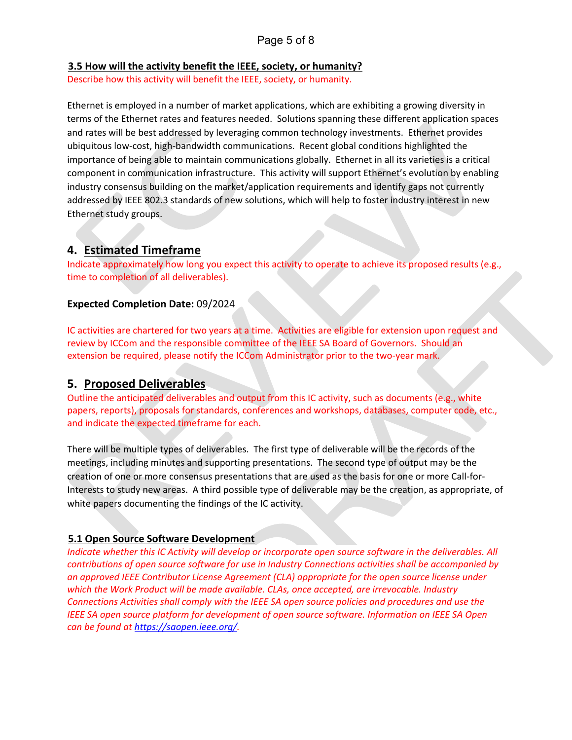### 3.5 How will the activity benefit the IEEE, society, or humanity?

Describe how this activity will benefit the IEEE, society, or humanity.

Ethernet is employed in a number of market applications, which are exhibiting a growing diversity in terms of the Ethernet rates and features needed. Solutions spanning these different application spaces and rates will be best addressed by leveraging common technology investments. Ethernet provides ubiquitous low-cost, high-bandwidth communications. Recent global conditions highlighted the importance of being able to maintain communications globally. Ethernet in all its varieties is a critical component in communication infrastructure. This activity will support Ethernet's evolution by enabling industry consensus building on the market/application requirements and identify gaps not currently addressed by IEEE 802.3 standards of new solutions, which will help to foster industry interest in new Ethernet study groups.

## 4. Estimated Timeframe

Indicate approximately how long you expect this activity to operate to achieve its proposed results (e.g., time to completion of all deliverables).

**Expected Completion Date:** 09/2024

IC activities are chartered for two years at a time. Activities are eligible for extension upon request and review by ICCom and the responsible committee of the IEEE SA Board of Governors. Should an extension be required, please notify the ICCom Administrator prior to the two-year mark.

## 5. Proposed Deliverables

Outline the anticipated deliverables and output from this IC activity, such as documents (e.g., white papers, reports), proposals for standards, conferences and workshops, databases, computer code, etc., and indicate the expected timeframe for each.

There will be multiple types of deliverables. The first type of deliverable will be the records of the meetings, including minutes and supporting presentations. The second type of output may be the creation of one or more consensus presentations that are used as the basis for one or more Call-for-Interests to study new areas. A third possible type of deliverable may be the creation, as appropriate, of white papers documenting the findings of the IC activity.

### 5.1 Open Source Software Development

*Indicate whether this IC Activity will develop or incorporate open source software in the deliverables. All contributions of open source software for use in Industry Connections activities shall be accompanied by an approved IEEE Contributor License Agreement (CLA) appropriate for the open source license under which the Work Product will be made available. CLAs, once accepted, are irrevocable. Industry Connections Activities shall comply with the IEEE SA open source policies and procedures and use the IEEE SA open source platform for development of open source software. Information on IEEE SA Open can be found at [https://saopen.ieee.org/](https://saopen.ieee.org/).*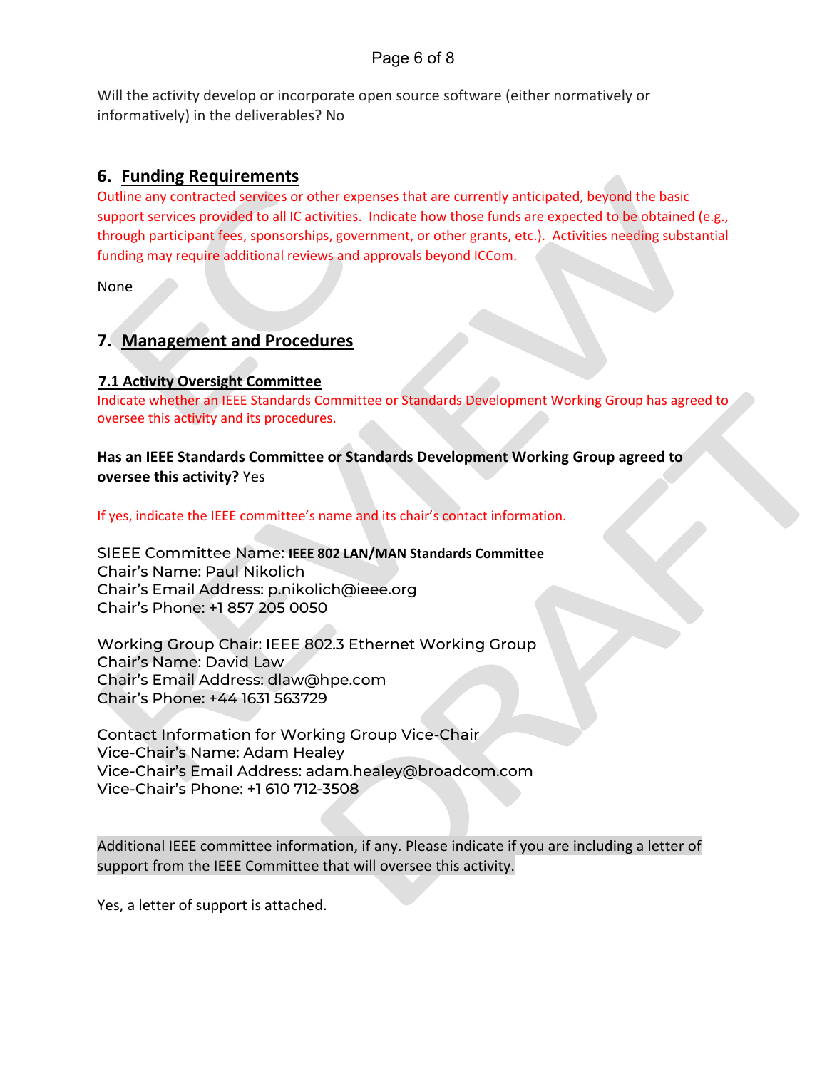Will the activity develop or incorporate open source software (either normatively or informatively) in the deliverables? No

## 6. Funding Requirements

Outline any contracted services or other expenses that are currently anticipated, beyond the basic support services provided to all IC activities. Indicate how those funds are expected to be obtained (e.g., through participant fees, sponsorships, government, or other grants, etc.). Activities needing substantial funding may require additional reviews and approvals beyond ICCom.

None

## 7. Management and Procedures

### 7.1 Activity Oversight Committee

Indicate whether an IEEE Standards Committee or Standards Development Working Group has agreed to oversee this activity and its procedures.

**Has an IEEE Standards Committee or Standards Development Working Group agreed to oversee this activity?** Yes

If yes, indicate the IEEE committee's name and its chair's contact information.

SIEEE Committee Name: **IEEE 802 LAN/MAN Standards Committee**
Chair's Name: Paul Nikolich
Chair's Email Address: p.nikolich@ieee.org
Chair's Phone: +1 857 205 0050

Working Group Chair: IEEE 802.3 Ethernet Working Group
Chair's Name: David Law
Chair's Email Address: dlaw@hpe.com
Chair's Phone: +44 1631 563729

Contact Information for Working Group Vice-Chair
Vice-Chair's Name: Adam Healey
Vice-Chair's Email Address: adam.healey@broadcom.com
Vice-Chair's Phone: +1 610 712-3508

Additional IEEE committee information, if any. Please indicate if you are including a letter of support from the IEEE Committee that will oversee this activity.

Yes, a letter of support is attached.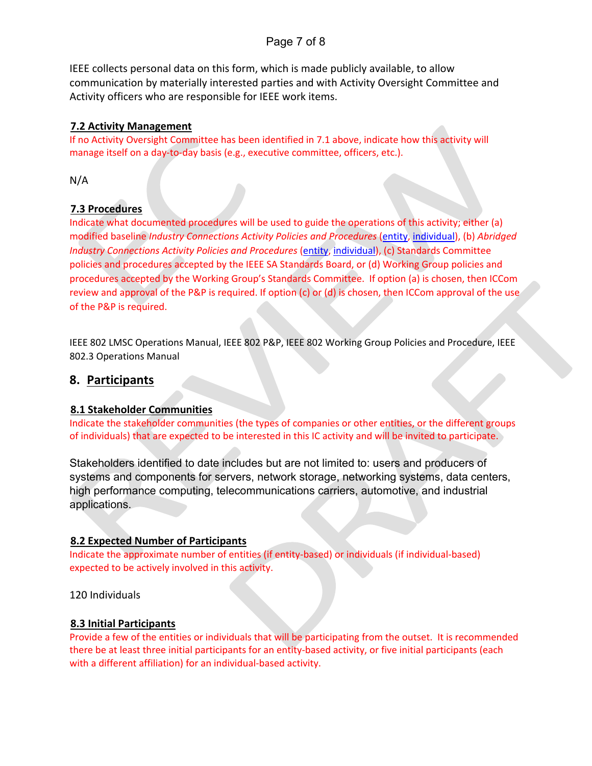IEEE collects personal data on this form, which is made publicly available, to allow communication by materially interested parties and with Activity Oversight Committee and Activity officers who are responsible for IEEE work items.

### 7.2 Activity Management

If no Activity Oversight Committee has been identified in 7.1 above, indicate how this activity will manage itself on a day-to-day basis (e.g., executive committee, officers, etc.).

N/A

### 7.3 Procedures

Indicate what documented procedures will be used to guide the operations of this activity; either (a) modified baseline *Industry Connections Activity Policies and Procedures* (entity, individual), (b) *Abridged Industry Connections Activity Policies and Procedures* (entity, individual), (c) Standards Committee policies and procedures accepted by the IEEE SA Standards Board, or (d) Working Group policies and procedures accepted by the Working Group's Standards Committee. If option (a) is chosen, then ICCom review and approval of the P&P is required. If option (c) or (d) is chosen, then ICCom approval of the use of the P&P is required.

IEEE 802 LMSC Operations Manual, IEEE 802 P&P, IEEE 802 Working Group Policies and Procedure, IEEE 802.3 Operations Manual

## 8. Participants

### 8.1 Stakeholder Communities

Indicate the stakeholder communities (the types of companies or other entities, or the different groups of individuals) that are expected to be interested in this IC activity and will be invited to participate.

Stakeholders identified to date includes but are not limited to: users and producers of systems and components for servers, network storage, networking systems, data centers, high performance computing, telecommunications carriers, automotive, and industrial applications.

### 8.2 Expected Number of Participants

Indicate the approximate number of entities (if entity-based) or individuals (if individual-based) expected to be actively involved in this activity.

120 Individuals

### 8.3 Initial Participants

Provide a few of the entities or individuals that will be participating from the outset. It is recommended there be at least three initial participants for an entity-based activity, or five initial participants (each with a different affiliation) for an individual-based activity.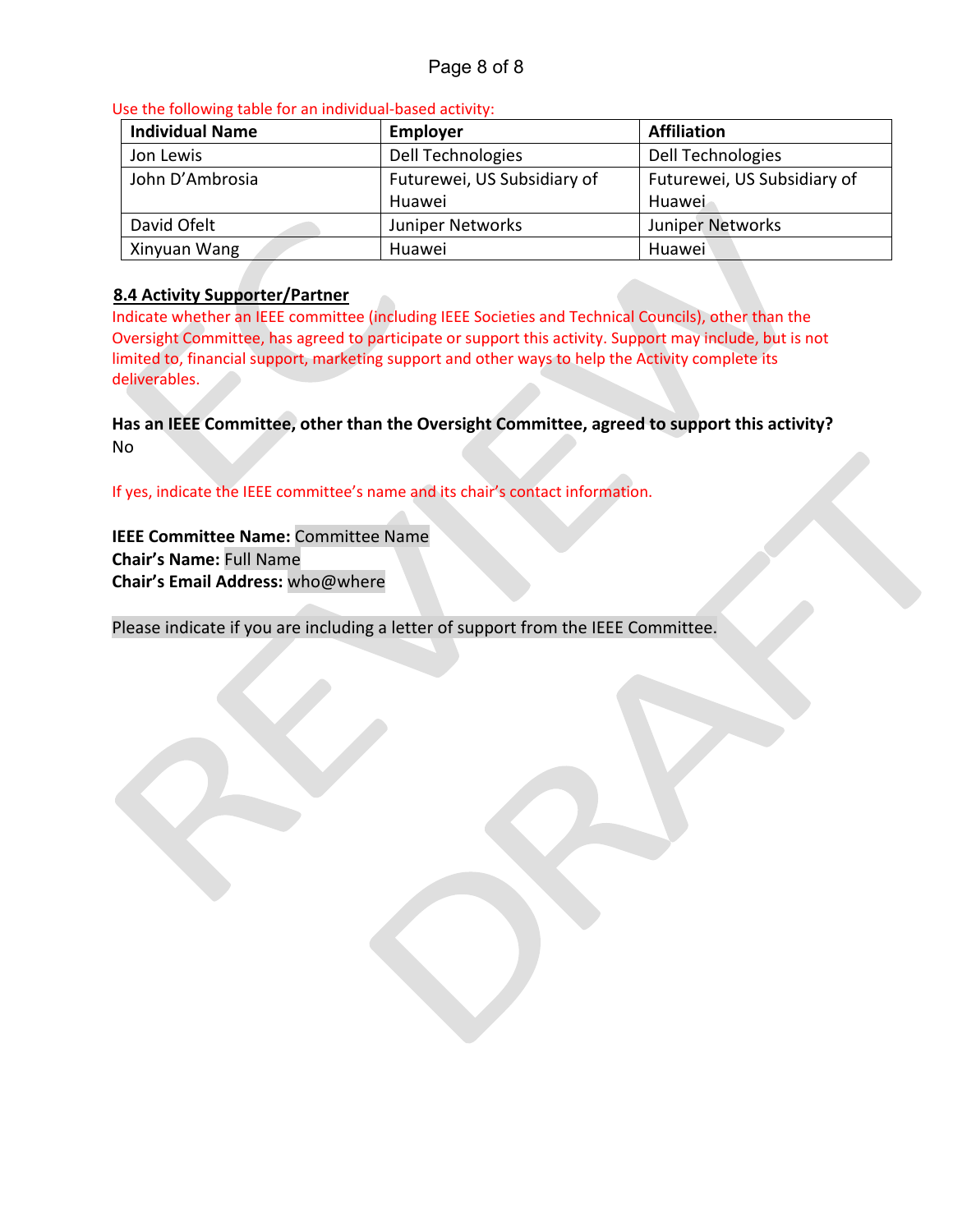Use the following table for an individual-based activity:

| Individual Name | Employer | Affiliation |
| --- | --- | --- |
| Jon Lewis | Dell Technologies | Dell Technologies |
| John D'Ambrosia | Futurewei, US Subsidiary of Huawei | Futurewei, US Subsidiary of Huawei |
| David Ofelt | Juniper Networks | Juniper Networks |
| Xinyuan Wang | Huawei | Huawei |

## 8.4 Activity Supporter/Partner

Indicate whether an IEEE committee (including IEEE Societies and Technical Councils), other than the Oversight Committee, has agreed to participate or support this activity. Support may include, but is not limited to, financial support, marketing support and other ways to help the Activity complete its deliverables.

**Has an IEEE Committee, other than the Oversight Committee, agreed to support this activity?**
No

If yes, indicate the IEEE committee's name and its chair's contact information.

**IEEE Committee Name:** Committee Name
**Chair's Name:** Full Name
**Chair's Email Address:** who@where

Please indicate if you are including a letter of support from the IEEE Committee.